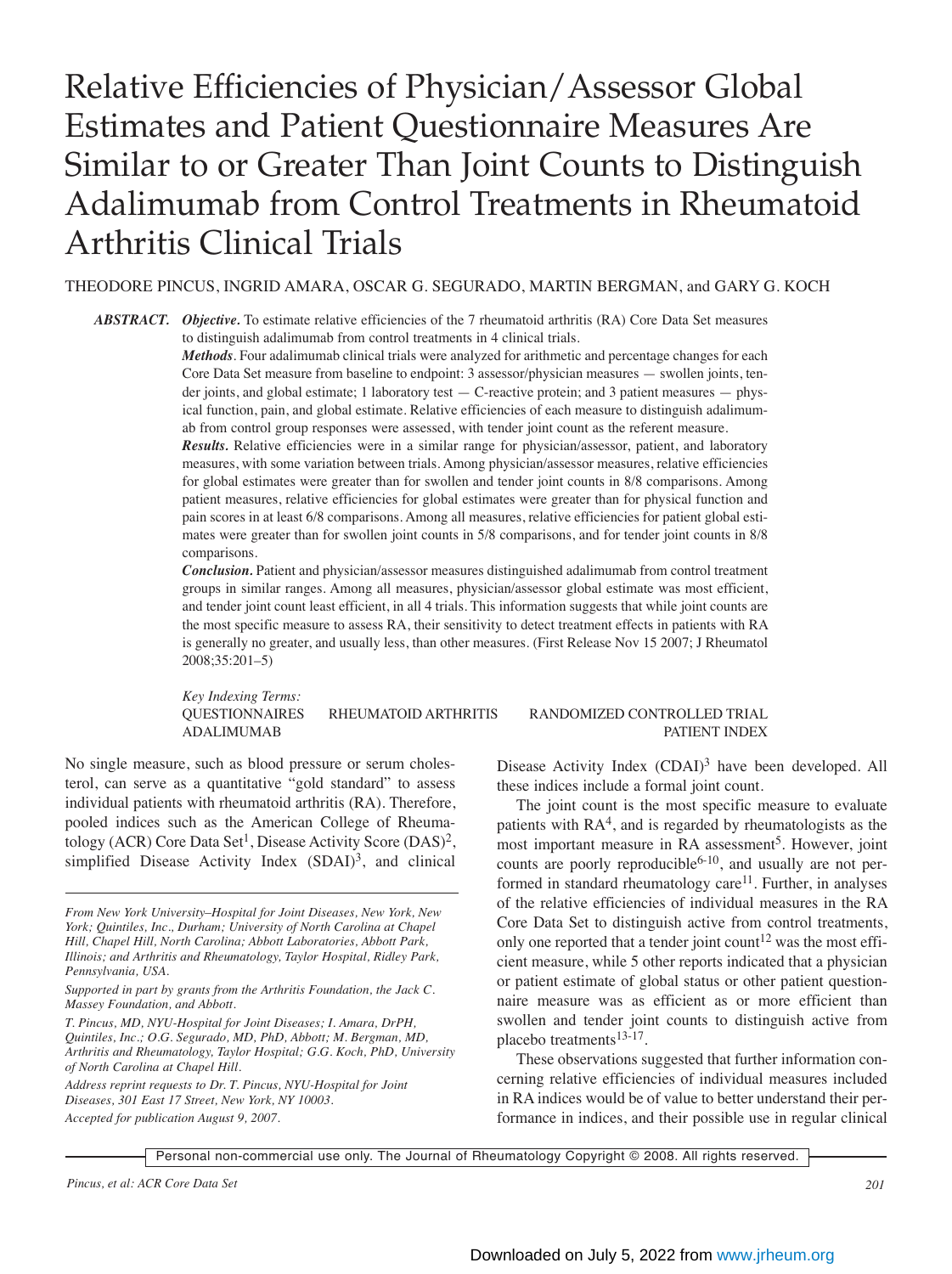# Relative Efficiencies of Physician/Assessor Global Estimates and Patient Questionnaire Measures Are Similar to or Greater Than Joint Counts to Distinguish Adalimumab from Control Treatments in Rheumatoid Arthritis Clinical Trials

THEODORE PINCUS, INGRID AMARA, OSCAR G. SEGURADO, MARTIN BERGMAN, and GARY G. KOCH

***ABSTRACT.*** ***Objective.*** To estimate relative efficiencies of the 7 rheumatoid arthritis (RA) Core Data Set measures to distinguish adalimumab from control treatments in 4 clinical trials.

***Methods***. Four adalimumab clinical trials were analyzed for arithmetic and percentage changes for each Core Data Set measure from baseline to endpoint: 3 assessor/physician measures — swollen joints, tender joints, and global estimate; 1 laboratory test — C-reactive protein; and 3 patient measures — physical function, pain, and global estimate. Relative efficiencies of each measure to distinguish adalimumab from control group responses were assessed, with tender joint count as the referent measure.

***Results.*** Relative efficiencies were in a similar range for physician/assessor, patient, and laboratory measures, with some variation between trials. Among physician/assessor measures, relative efficiencies for global estimates were greater than for swollen and tender joint counts in 8/8 comparisons. Among patient measures, relative efficiencies for global estimates were greater than for physical function and pain scores in at least 6/8 comparisons. Among all measures, relative efficiencies for patient global estimates were greater than for swollen joint counts in 5/8 comparisons, and for tender joint counts in 8/8 comparisons.

***Conclusion.*** Patient and physician/assessor measures distinguished adalimumab from control treatment groups in similar ranges. Among all measures, physician/assessor global estimate was most efficient, and tender joint count least efficient, in all 4 trials. This information suggests that while joint counts are the most specific measure to assess RA, their sensitivity to detect treatment effects in patients with RA is generally no greater, and usually less, than other measures. (First Release Nov 15 2007; J Rheumatol 2008;35:201–5)

*Key Indexing Terms:*
QUESTIONNAIRES — RHEUMATOID ARTHRITIS — RANDOMIZED CONTROLLED TRIAL — ADALIMUMAB — PATIENT INDEX

No single measure, such as blood pressure or serum cholesterol, can serve as a quantitative "gold standard" to assess individual patients with rheumatoid arthritis (RA). Therefore, pooled indices such as the American College of Rheumatology (ACR) Core Data Set[1], Disease Activity Score (DAS)[2], simplified Disease Activity Index (SDAI)[3], and clinical Disease Activity Index (CDAI)[3] have been developed. All these indices include a formal joint count.

The joint count is the most specific measure to evaluate patients with RA[4], and is regarded by rheumatologists as the most important measure in RA assessment[5]. However, joint counts are poorly reproducible[6-10], and usually are not performed in standard rheumatology care[11]. Further, in analyses of the relative efficiencies of individual measures in the RA Core Data Set to distinguish active from control treatments, only one reported that a tender joint count[12] was the most efficient measure, while 5 other reports indicated that a physician or patient estimate of global status or other patient questionnaire measure was as efficient as or more efficient than swollen and tender joint counts to distinguish active from placebo treatments[13-17].

These observations suggested that further information concerning relative efficiencies of individual measures included in RA indices would be of value to better understand their performance in indices, and their possible use in regular clinical

*From New York University–Hospital for Joint Diseases, New York, New York; Quintiles, Inc., Durham; University of North Carolina at Chapel Hill, Chapel Hill, North Carolina; Abbott Laboratories, Abbott Park, Illinois; and Arthritis and Rheumatology, Taylor Hospital, Ridley Park, Pennsylvania, USA.*

*Supported in part by grants from the Arthritis Foundation, the Jack C. Massey Foundation, and Abbott.*

*T. Pincus, MD, NYU-Hospital for Joint Diseases; I. Amara, DrPH, Quintiles, Inc.; O.G. Segurado, MD, PhD, Abbott; M. Bergman, MD, Arthritis and Rheumatology, Taylor Hospital; G.G. Koch, PhD, University of North Carolina at Chapel Hill.*

*Address reprint requests to Dr. T. Pincus, NYU-Hospital for Joint Diseases, 301 East 17 Street, New York, NY 10003.*

*Accepted for publication August 9, 2007.*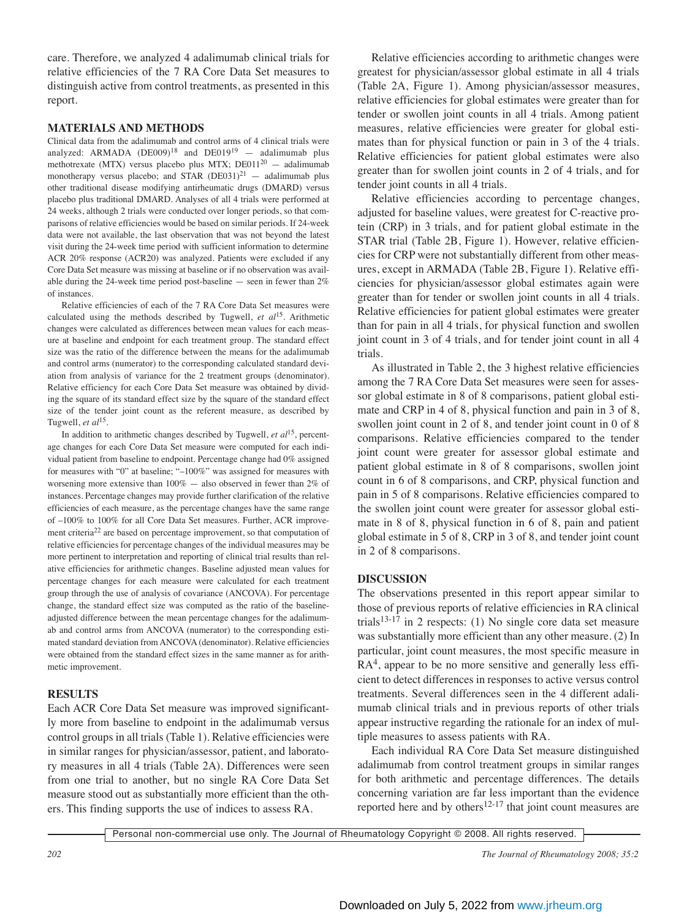care. Therefore, we analyzed 4 adalimumab clinical trials for relative efficiencies of the 7 RA Core Data Set measures to distinguish active from control treatments, as presented in this report.

## MATERIALS AND METHODS

Clinical data from the adalimumab and control arms of 4 clinical trials were analyzed: ARMADA (DE009)[18] and DE019[19] — adalimumab plus methotrexate (MTX) versus placebo plus MTX; DE011[20] — adalimumab monotherapy versus placebo; and STAR (DE031)[21] — adalimumab plus other traditional disease modifying antirheumatic drugs (DMARD) versus placebo plus traditional DMARD. Analyses of all 4 trials were performed at 24 weeks, although 2 trials were conducted over longer periods, so that comparisons of relative efficiencies would be based on similar periods. If 24-week data were not available, the last observation that was not beyond the latest visit during the 24-week time period with sufficient information to determine ACR 20% response (ACR20) was analyzed. Patients were excluded if any Core Data Set measure was missing at baseline or if no observation was available during the 24-week time period post-baseline — seen in fewer than 2% of instances.

Relative efficiencies of each of the 7 RA Core Data Set measures were calculated using the methods described by Tugwell, *et al*[15]. Arithmetic changes were calculated as differences between mean values for each measure at baseline and endpoint for each treatment group. The standard effect size was the ratio of the difference between the means for the adalimumab and control arms (numerator) to the corresponding calculated standard deviation from analysis of variance for the 2 treatment groups (denominator). Relative efficiency for each Core Data Set measure was obtained by dividing the square of its standard effect size by the square of the standard effect size of the tender joint count as the referent measure, as described by Tugwell, *et al*[15].

In addition to arithmetic changes described by Tugwell, *et al*[15], percentage changes for each Core Data Set measure were computed for each individual patient from baseline to endpoint. Percentage change had 0% assigned for measures with "0" at baseline; "–100%" was assigned for measures with worsening more extensive than 100% — also observed in fewer than 2% of instances. Percentage changes may provide further clarification of the relative efficiencies of each measure, as the percentage changes have the same range of –100% to 100% for all Core Data Set measures. Further, ACR improvement criteria[22] are based on percentage improvement, so that computation of relative efficiencies for percentage changes of the individual measures may be more pertinent to interpretation and reporting of clinical trial results than relative efficiencies for arithmetic changes. Baseline adjusted mean values for percentage changes for each measure were calculated for each treatment group through the use of analysis of covariance (ANCOVA). For percentage change, the standard effect size was computed as the ratio of the baseline-adjusted difference between the mean percentage changes for the adalimumab and control arms from ANCOVA (numerator) to the corresponding estimated standard deviation from ANCOVA (denominator). Relative efficiencies were obtained from the standard effect sizes in the same manner as for arithmetic improvement.

## RESULTS

Each ACR Core Data Set measure was improved significantly more from baseline to endpoint in the adalimumab versus control groups in all trials (Table 1). Relative efficiencies were in similar ranges for physician/assessor, patient, and laboratory measures in all 4 trials (Table 2A). Differences were seen from one trial to another, but no single RA Core Data Set measure stood out as substantially more efficient than the others. This finding supports the use of indices to assess RA.

Relative efficiencies according to arithmetic changes were greatest for physician/assessor global estimate in all 4 trials (Table 2A, Figure 1). Among physician/assessor measures, relative efficiencies for global estimates were greater than for tender or swollen joint counts in all 4 trials. Among patient measures, relative efficiencies were greater for global estimates than for physical function or pain in 3 of the 4 trials. Relative efficiencies for patient global estimates were also greater than for swollen joint counts in 2 of 4 trials, and for tender joint counts in all 4 trials.

Relative efficiencies according to percentage changes, adjusted for baseline values, were greatest for C-reactive protein (CRP) in 3 trials, and for patient global estimate in the STAR trial (Table 2B, Figure 1). However, relative efficiencies for CRP were not substantially different from other measures, except in ARMADA (Table 2B, Figure 1). Relative efficiencies for physician/assessor global estimates again were greater than for tender or swollen joint counts in all 4 trials. Relative efficiencies for patient global estimates were greater than for pain in all 4 trials, for physical function and swollen joint count in 3 of 4 trials, and for tender joint count in all 4 trials.

As illustrated in Table 2, the 3 highest relative efficiencies among the 7 RA Core Data Set measures were seen for assessor global estimate in 8 of 8 comparisons, patient global estimate and CRP in 4 of 8, physical function and pain in 3 of 8, swollen joint count in 2 of 8, and tender joint count in 0 of 8 comparisons. Relative efficiencies compared to the tender joint count were greater for assessor global estimate and patient global estimate in 8 of 8 comparisons, swollen joint count in 6 of 8 comparisons, and CRP, physical function and pain in 5 of 8 comparisons. Relative efficiencies compared to the swollen joint count were greater for assessor global estimate in 8 of 8, physical function in 6 of 8, pain and patient global estimate in 5 of 8, CRP in 3 of 8, and tender joint count in 2 of 8 comparisons.

## DISCUSSION

The observations presented in this report appear similar to those of previous reports of relative efficiencies in RA clinical trials[13-17] in 2 respects: (1) No single core data set measure was substantially more efficient than any other measure. (2) In particular, joint count measures, the most specific measure in RA[4], appear to be no more sensitive and generally less efficient to detect differences in responses to active versus control treatments. Several differences seen in the 4 different adalimumab clinical trials and in previous reports of other trials appear instructive regarding the rationale for an index of multiple measures to assess patients with RA.

Each individual RA Core Data Set measure distinguished adalimumab from control treatment groups in similar ranges for both arithmetic and percentage differences. The details concerning variation are far less important than the evidence reported here and by others[12-17] that joint count measures are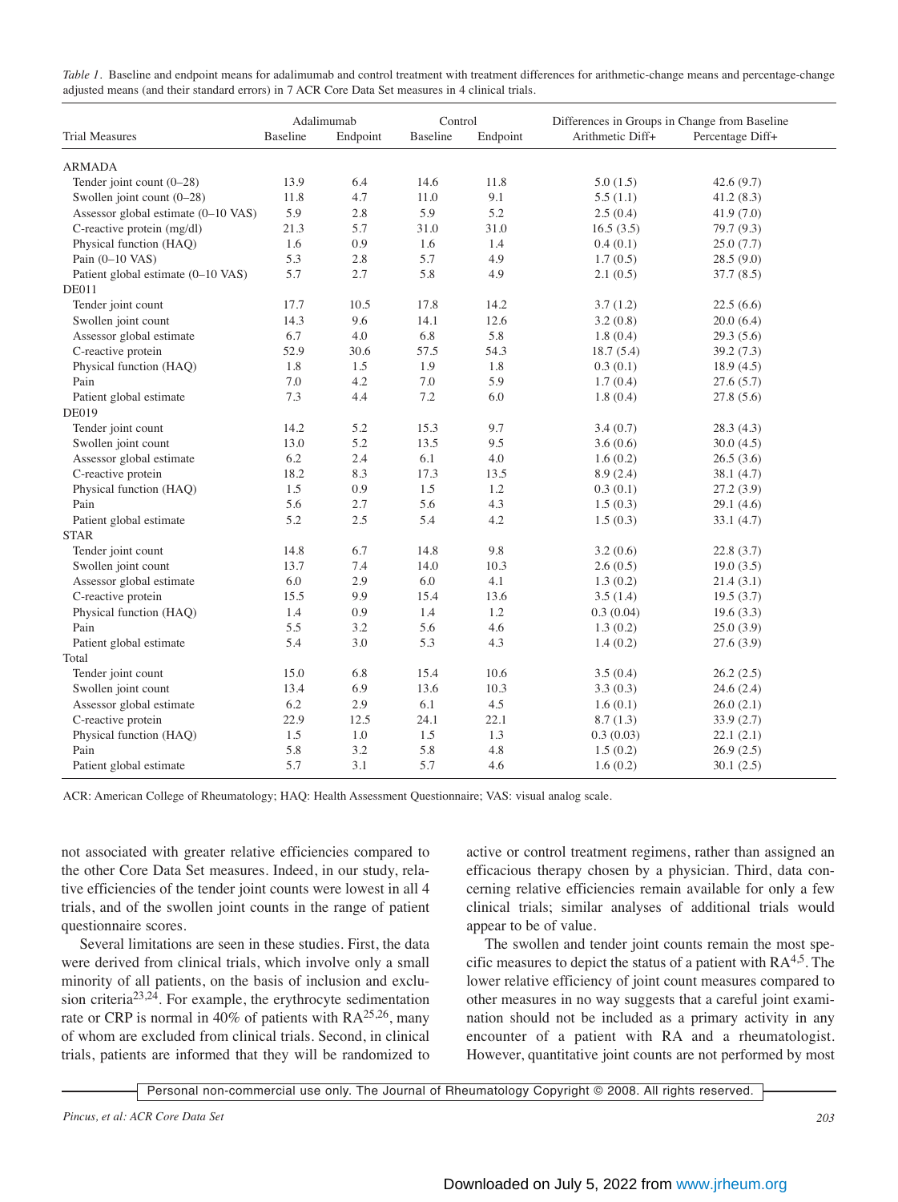*Table 1.* Baseline and endpoint means for adalimumab and control treatment with treatment differences for arithmetic-change means and percentage-change adjusted means (and their standard errors) in 7 ACR Core Data Set measures in 4 clinical trials.

| Trial Measures | Adalimumab Baseline | Adalimumab Endpoint | Control Baseline | Control Endpoint | Differences in Groups in Change from Baseline: Arithmetic Diff+ | Differences in Groups in Change from Baseline: Percentage Diff+ |
|---|---|---|---|---|---|---|
| ARMADA | | | | | | |
| Tender joint count (0–28) | 13.9 | 6.4 | 14.6 | 11.8 | 5.0 (1.5) | 42.6 (9.7) |
| Swollen joint count (0–28) | 11.8 | 4.7 | 11.0 | 9.1 | 5.5 (1.1) | 41.2 (8.3) |
| Assessor global estimate (0–10 VAS) | 5.9 | 2.8 | 5.9 | 5.2 | 2.5 (0.4) | 41.9 (7.0) |
| C-reactive protein (mg/dl) | 21.3 | 5.7 | 31.0 | 31.0 | 16.5 (3.5) | 79.7 (9.3) |
| Physical function (HAQ) | 1.6 | 0.9 | 1.6 | 1.4 | 0.4 (0.1) | 25.0 (7.7) |
| Pain (0–10 VAS) | 5.3 | 2.8 | 5.7 | 4.9 | 1.7 (0.5) | 28.5 (9.0) |
| Patient global estimate (0–10 VAS) | 5.7 | 2.7 | 5.8 | 4.9 | 2.1 (0.5) | 37.7 (8.5) |
| DE011 | | | | | | |
| Tender joint count | 17.7 | 10.5 | 17.8 | 14.2 | 3.7 (1.2) | 22.5 (6.6) |
| Swollen joint count | 14.3 | 9.6 | 14.1 | 12.6 | 3.2 (0.8) | 20.0 (6.4) |
| Assessor global estimate | 6.7 | 4.0 | 6.8 | 5.8 | 1.8 (0.4) | 29.3 (5.6) |
| C-reactive protein | 52.9 | 30.6 | 57.5 | 54.3 | 18.7 (5.4) | 39.2 (7.3) |
| Physical function (HAQ) | 1.8 | 1.5 | 1.9 | 1.8 | 0.3 (0.1) | 18.9 (4.5) |
| Pain | 7.0 | 4.2 | 7.0 | 5.9 | 1.7 (0.4) | 27.6 (5.7) |
| Patient global estimate | 7.3 | 4.4 | 7.2 | 6.0 | 1.8 (0.4) | 27.8 (5.6) |
| DE019 | | | | | | |
| Tender joint count | 14.2 | 5.2 | 15.3 | 9.7 | 3.4 (0.7) | 28.3 (4.3) |
| Swollen joint count | 13.0 | 5.2 | 13.5 | 9.5 | 3.6 (0.6) | 30.0 (4.5) |
| Assessor global estimate | 6.2 | 2.4 | 6.1 | 4.0 | 1.6 (0.2) | 26.5 (3.6) |
| C-reactive protein | 18.2 | 8.3 | 17.3 | 13.5 | 8.9 (2.4) | 38.1 (4.7) |
| Physical function (HAQ) | 1.5 | 0.9 | 1.5 | 1.2 | 0.3 (0.1) | 27.2 (3.9) |
| Pain | 5.6 | 2.7 | 5.6 | 4.3 | 1.5 (0.3) | 29.1 (4.6) |
| Patient global estimate | 5.2 | 2.5 | 5.4 | 4.2 | 1.5 (0.3) | 33.1 (4.7) |
| STAR | | | | | | |
| Tender joint count | 14.8 | 6.7 | 14.8 | 9.8 | 3.2 (0.6) | 22.8 (3.7) |
| Swollen joint count | 13.7 | 7.4 | 14.0 | 10.3 | 2.6 (0.5) | 19.0 (3.5) |
| Assessor global estimate | 6.0 | 2.9 | 6.0 | 4.1 | 1.3 (0.2) | 21.4 (3.1) |
| C-reactive protein | 15.5 | 9.9 | 15.4 | 13.6 | 3.5 (1.4) | 19.5 (3.7) |
| Physical function (HAQ) | 1.4 | 0.9 | 1.4 | 1.2 | 0.3 (0.04) | 19.6 (3.3) |
| Pain | 5.5 | 3.2 | 5.6 | 4.6 | 1.3 (0.2) | 25.0 (3.9) |
| Patient global estimate | 5.4 | 3.0 | 5.3 | 4.3 | 1.4 (0.2) | 27.6 (3.9) |
| Total | | | | | | |
| Tender joint count | 15.0 | 6.8 | 15.4 | 10.6 | 3.5 (0.4) | 26.2 (2.5) |
| Swollen joint count | 13.4 | 6.9 | 13.6 | 10.3 | 3.3 (0.3) | 24.6 (2.4) |
| Assessor global estimate | 6.2 | 2.9 | 6.1 | 4.5 | 1.6 (0.1) | 26.0 (2.1) |
| C-reactive protein | 22.9 | 12.5 | 24.1 | 22.1 | 8.7 (1.3) | 33.9 (2.7) |
| Physical function (HAQ) | 1.5 | 1.0 | 1.5 | 1.3 | 0.3 (0.03) | 22.1 (2.1) |
| Pain | 5.8 | 3.2 | 5.8 | 4.8 | 1.5 (0.2) | 26.9 (2.5) |
| Patient global estimate | 5.7 | 3.1 | 5.7 | 4.6 | 1.6 (0.2) | 30.1 (2.5) |

ACR: American College of Rheumatology; HAQ: Health Assessment Questionnaire; VAS: visual analog scale.

not associated with greater relative efficiencies compared to the other Core Data Set measures. Indeed, in our study, relative efficiencies of the tender joint counts were lowest in all 4 trials, and of the swollen joint counts in the range of patient questionnaire scores.

Several limitations are seen in these studies. First, the data were derived from clinical trials, which involve only a small minority of all patients, on the basis of inclusion and exclusion criteria[23,24]. For example, the erythrocyte sedimentation rate or CRP is normal in 40% of patients with RA[25,26], many of whom are excluded from clinical trials. Second, in clinical trials, patients are informed that they will be randomized to active or control treatment regimens, rather than assigned an efficacious therapy chosen by a physician. Third, data concerning relative efficiencies remain available for only a few clinical trials; similar analyses of additional trials would appear to be of value.

The swollen and tender joint counts remain the most specific measures to depict the status of a patient with RA[4,5]. The lower relative efficiency of joint count measures compared to other measures in no way suggests that a careful joint examination should not be included as a primary activity in any encounter of a patient with RA and a rheumatologist. However, quantitative joint counts are not performed by most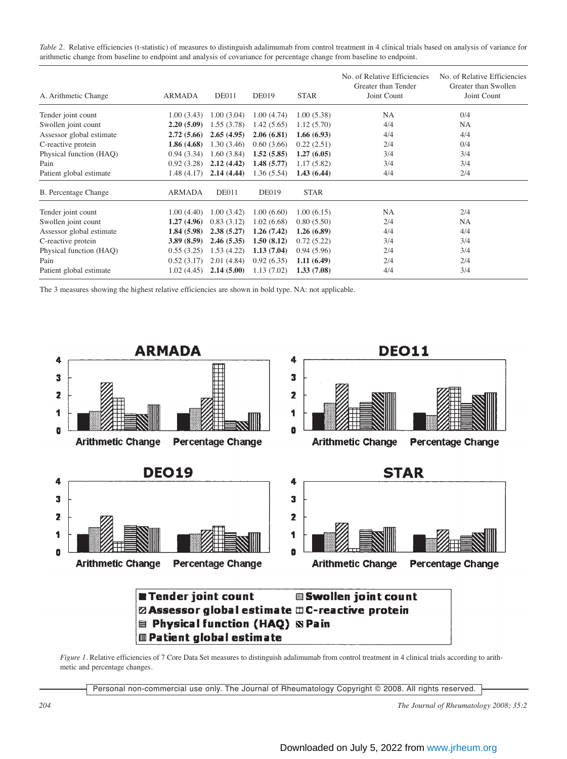*Table 2*. Relative efficiencies (t-statistic) of measures to distinguish adalimumab from control treatment in 4 clinical trials based on analysis of variance for arithmetic change from baseline to endpoint and analysis of covariance for percentage change from baseline to endpoint.

| A. Arithmetic Change | ARMADA | DE011 | DE019 | STAR | No. of Relative Efficiencies Greater than Tender Joint Count | No. of Relative Efficiencies Greater than Swollen Joint Count |
|---|---|---|---|---|---|---|
| Tender joint count | 1.00 (3.43) | 1.00 (3.04) | 1.00 (4.74) | 1.00 (5.38) | NA | 0/4 |
| Swollen joint count | **2.20 (5.09)** | 1.55 (3.78) | 1.42 (5.65) | 1.12 (5.70) | 4/4 | NA |
| Assessor global estimate | **2.72 (5.66)** | **2.65 (4.95)** | **2.06 (6.81)** | **1.66 (6.93)** | 4/4 | 4/4 |
| C-reactive protein | **1.86 (4.68)** | 1.30 (3.46) | 0.60 (3.66) | 0.22 (2.51) | 2/4 | 0/4 |
| Physical function (HAQ) | 0.94 (3.34) | 1.60 (3.84) | **1.52 (5.85)** | **1.27 (6.05)** | 3/4 | 3/4 |
| Pain | 0.92 (3.28) | **2.12 (4.42)** | **1.48 (5.77)** | 1.17 (5.82) | 3/4 | 3/4 |
| Patient global estimate | 1.48 (4.17) | **2.14 (4.44)** | 1.36 (5.54) | **1.43 (6.44)** | 4/4 | 2/4 |
| **B. Percentage Change** | **ARMADA** | **DE011** | **DE019** | **STAR** | | |
| Tender joint count | 1.00 (4.40) | 1.00 (3.42) | 1.00 (6.60) | 1.00 (6.15) | NA | 2/4 |
| Swollen joint count | **1.27 (4.96)** | 0.83 (3.12) | 1.02 (6.68) | 0.80 (5.50) | 2/4 | NA |
| Assessor global estimate | **1.84 (5.98)** | **2.38 (5.27)** | **1.26 (7.42)** | **1.26 (6.89)** | 4/4 | 4/4 |
| C-reactive protein | **3.89 (8.59)** | **2.46 (5.35)** | **1.50 (8.12)** | 0.72 (5.22) | 3/4 | 3/4 |
| Physical function (HAQ) | 0.55 (3.25) | 1.53 (4.22) | **1.13 (7.04)** | 0.94 (5.96) | 2/4 | 3/4 |
| Pain | 0.52 (3.17) | 2.01 (4.84) | 0.92 (6.35) | **1.11 (6.49)** | 2/4 | 2/4 |
| Patient global estimate | 1.02 (4.45) | **2.14 (5.00)** | 1.13 (7.02) | **1.33 (7.08)** | 4/4 | 3/4 |

The 3 measures showing the highest relative efficiencies are shown in bold type. NA: not applicable.

*Figure 1*. Relative efficiencies of 7 Core Data Set measures to distinguish adalimumab from control treatment in 4 clinical trials according to arithmetic and percentage changes.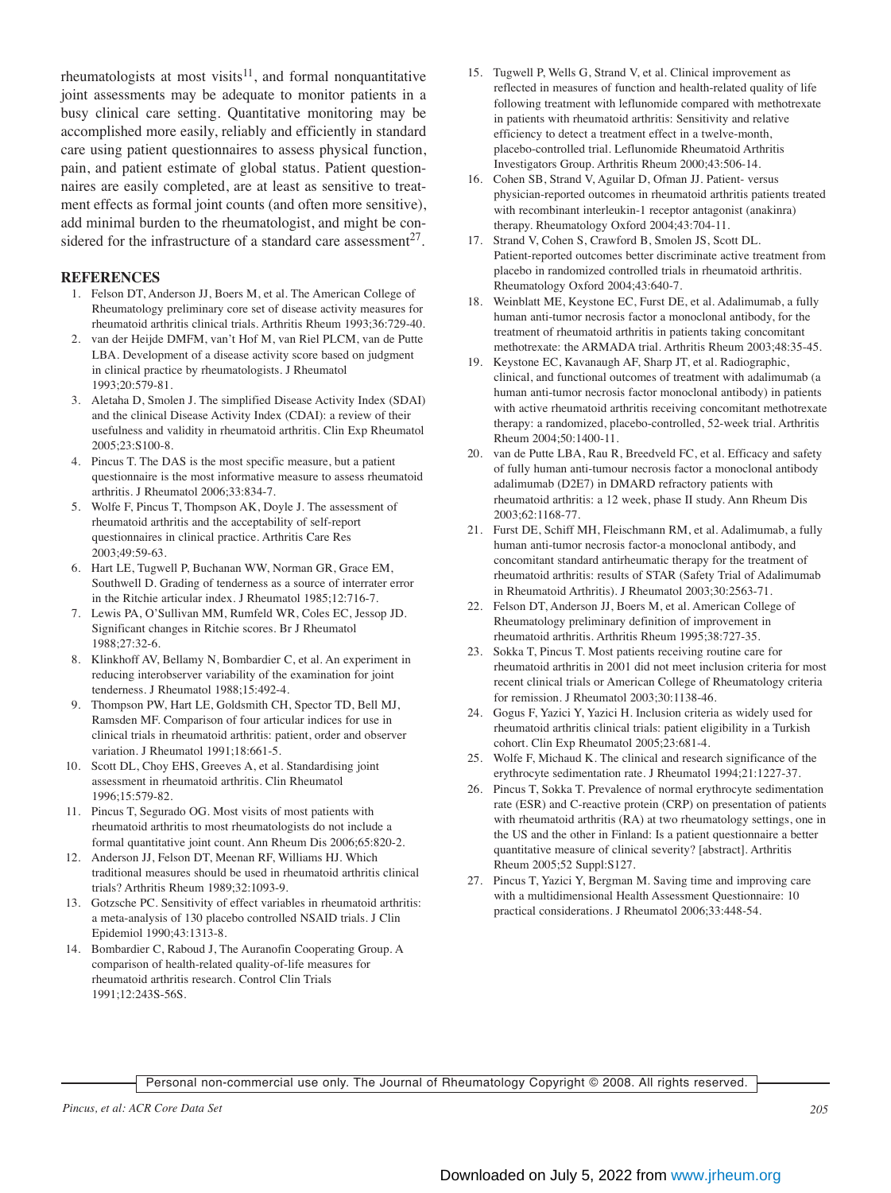rheumatologists at most visits[11], and formal nonquantitative joint assessments may be adequate to monitor patients in a busy clinical care setting. Quantitative monitoring may be accomplished more easily, reliably and efficiently in standard care using patient questionnaires to assess physical function, pain, and patient estimate of global status. Patient questionnaires are easily completed, are at least as sensitive to treatment effects as formal joint counts (and often more sensitive), add minimal burden to the rheumatologist, and might be considered for the infrastructure of a standard care assessment[27].

## REFERENCES

1. Felson DT, Anderson JJ, Boers M, et al. The American College of Rheumatology preliminary core set of disease activity measures for rheumatoid arthritis clinical trials. Arthritis Rheum 1993;36:729-40.
2. van der Heijde DMFM, van't Hof M, van Riel PLCM, van de Putte LBA. Development of a disease activity score based on judgment in clinical practice by rheumatologists. J Rheumatol 1993;20:579-81.
3. Aletaha D, Smolen J. The simplified Disease Activity Index (SDAI) and the clinical Disease Activity Index (CDAI): a review of their usefulness and validity in rheumatoid arthritis. Clin Exp Rheumatol 2005;23:S100-8.
4. Pincus T. The DAS is the most specific measure, but a patient questionnaire is the most informative measure to assess rheumatoid arthritis. J Rheumatol 2006;33:834-7.
5. Wolfe F, Pincus T, Thompson AK, Doyle J. The assessment of rheumatoid arthritis and the acceptability of self-report questionnaires in clinical practice. Arthritis Care Res 2003;49:59-63.
6. Hart LE, Tugwell P, Buchanan WW, Norman GR, Grace EM, Southwell D. Grading of tenderness as a source of interrater error in the Ritchie articular index. J Rheumatol 1985;12:716-7.
7. Lewis PA, O'Sullivan MM, Rumfeld WR, Coles EC, Jessop JD. Significant changes in Ritchie scores. Br J Rheumatol 1988;27:32-6.
8. Klinkhoff AV, Bellamy N, Bombardier C, et al. An experiment in reducing interobserver variability of the examination for joint tenderness. J Rheumatol 1988;15:492-4.
9. Thompson PW, Hart LE, Goldsmith CH, Spector TD, Bell MJ, Ramsden MF. Comparison of four articular indices for use in clinical trials in rheumatoid arthritis: patient, order and observer variation. J Rheumatol 1991;18:661-5.
10. Scott DL, Choy EHS, Greeves A, et al. Standardising joint assessment in rheumatoid arthritis. Clin Rheumatol 1996;15:579-82.
11. Pincus T, Segurado OG. Most visits of most patients with rheumatoid arthritis to most rheumatologists do not include a formal quantitative joint count. Ann Rheum Dis 2006;65:820-2.
12. Anderson JJ, Felson DT, Meenan RF, Williams HJ. Which traditional measures should be used in rheumatoid arthritis clinical trials? Arthritis Rheum 1989;32:1093-9.
13. Gotzsche PC. Sensitivity of effect variables in rheumatoid arthritis: a meta-analysis of 130 placebo controlled NSAID trials. J Clin Epidemiol 1990;43:1313-8.
14. Bombardier C, Raboud J, The Auranofin Cooperating Group. A comparison of health-related quality-of-life measures for rheumatoid arthritis research. Control Clin Trials 1991;12:243S-56S.
15. Tugwell P, Wells G, Strand V, et al. Clinical improvement as reflected in measures of function and health-related quality of life following treatment with leflunomide compared with methotrexate in patients with rheumatoid arthritis: Sensitivity and relative efficiency to detect a treatment effect in a twelve-month, placebo-controlled trial. Leflunomide Rheumatoid Arthritis Investigators Group. Arthritis Rheum 2000;43:506-14.
16. Cohen SB, Strand V, Aguilar D, Ofman JJ. Patient- versus physician-reported outcomes in rheumatoid arthritis patients treated with recombinant interleukin-1 receptor antagonist (anakinra) therapy. Rheumatology Oxford 2004;43:704-11.
17. Strand V, Cohen S, Crawford B, Smolen JS, Scott DL. Patient-reported outcomes better discriminate active treatment from placebo in randomized controlled trials in rheumatoid arthritis. Rheumatology Oxford 2004;43:640-7.
18. Weinblatt ME, Keystone EC, Furst DE, et al. Adalimumab, a fully human anti-tumor necrosis factor a monoclonal antibody, for the treatment of rheumatoid arthritis in patients taking concomitant methotrexate: the ARMADA trial. Arthritis Rheum 2003;48:35-45.
19. Keystone EC, Kavanaugh AF, Sharp JT, et al. Radiographic, clinical, and functional outcomes of treatment with adalimumab (a human anti-tumor necrosis factor monoclonal antibody) in patients with active rheumatoid arthritis receiving concomitant methotrexate therapy: a randomized, placebo-controlled, 52-week trial. Arthritis Rheum 2004;50:1400-11.
20. van de Putte LBA, Rau R, Breedveld FC, et al. Efficacy and safety of fully human anti-tumour necrosis factor a monoclonal antibody adalimumab (D2E7) in DMARD refractory patients with rheumatoid arthritis: a 12 week, phase II study. Ann Rheum Dis 2003;62:1168-77.
21. Furst DE, Schiff MH, Fleischmann RM, et al. Adalimumab, a fully human anti-tumor necrosis factor-a monoclonal antibody, and concomitant standard antirheumatic therapy for the treatment of rheumatoid arthritis: results of STAR (Safety Trial of Adalimumab in Rheumatoid Arthritis). J Rheumatol 2003;30:2563-71.
22. Felson DT, Anderson JJ, Boers M, et al. American College of Rheumatology preliminary definition of improvement in rheumatoid arthritis. Arthritis Rheum 1995;38:727-35.
23. Sokka T, Pincus T. Most patients receiving routine care for rheumatoid arthritis in 2001 did not meet inclusion criteria for most recent clinical trials or American College of Rheumatology criteria for remission. J Rheumatol 2003;30:1138-46.
24. Gogus F, Yazici Y, Yazici H. Inclusion criteria as widely used for rheumatoid arthritis clinical trials: patient eligibility in a Turkish cohort. Clin Exp Rheumatol 2005;23:681-4.
25. Wolfe F, Michaud K. The clinical and research significance of the erythrocyte sedimentation rate. J Rheumatol 1994;21:1227-37.
26. Pincus T, Sokka T. Prevalence of normal erythrocyte sedimentation rate (ESR) and C-reactive protein (CRP) on presentation of patients with rheumatoid arthritis (RA) at two rheumatology settings, one in the US and the other in Finland: Is a patient questionnaire a better quantitative measure of clinical severity? [abstract]. Arthritis Rheum 2005;52 Suppl:S127.
27. Pincus T, Yazici Y, Bergman M. Saving time and improving care with a multidimensional Health Assessment Questionnaire: 10 practical considerations. J Rheumatol 2006;33:448-54.